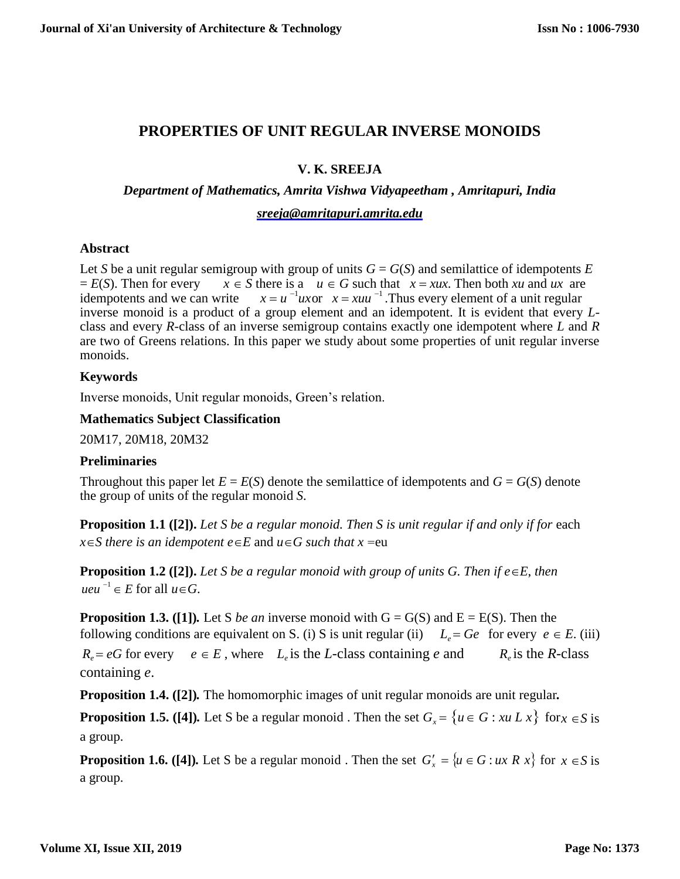# PROPERTIES OF UNIT REGULAR INVERSE MONOIDS

**V. K. SREEJA**

***Department of Mathematics, Amrita Vishwa Vidyapeetham , Amritapuri, India***

*sreeja@amritapuri.amrita.edu*

### Abstract

Let *S* be a unit regular semigroup with group of units $G = G(S)$ and semilattice of idempotents $E = E(S)$. Then for every $x \in S$ there is a $u \in G$ such that $x = xux$. Then both *xu* and *ux* are idempotents and we can write $x = u^{-1}ux$ or $x = xuu^{-1}$. Thus every element of a unit regular inverse monoid is a product of a group element and an idempotent. It is evident that every *L*-class and every *R*-class of an inverse semigroup contains exactly one idempotent where *L* and *R* are two of Greens relations. In this paper we study about some properties of unit regular inverse monoids.

### Keywords

Inverse monoids, Unit regular monoids, Green's relation.

### Mathematics Subject Classification

20M17, 20M18, 20M32

### Preliminaries

Throughout this paper let $E = E(S)$ denote the semilattice of idempotents and $G = G(S)$ denote the group of units of the regular monoid *S*.

**Proposition 1.1 ([2]).** *Let S be a regular monoid. Then S is unit regular if and only if for* each $x \in S$ *there is an idempotent* $e \in E$ and $u \in G$ *such that* $x = eu$

**Proposition 1.2 ([2]).** *Let S be a regular monoid with group of units G. Then if* $e \in E$*, then* $ueu^{-1} \in E$ for all $u \in G$.

**Proposition 1.3. ([1]).** Let S *be an* inverse monoid with $G = G(S)$ and $E = E(S)$. Then the following conditions are equivalent on S. (i) S is unit regular (ii) $L_e = Ge$ for every $e \in E$. (iii) $R_e = eG$ for every $e \in E$ , where $L_e$ is the *L*-class containing *e* and $R_e$ is the *R*-class containing *e*.

**Proposition 1.4. ([2]).** The homomorphic images of unit regular monoids are unit regular**.**

**Proposition 1.5. ([4]).** Let S be a regular monoid . Then the set $G_x = \{u \in G : xu \; L \; x\}$ for $x \in S$ is a group.

**Proposition 1.6. ([4]).** Let S be a regular monoid . Then the set $G'_x = \{u \in G : ux \; R \; x\}$ for $x \in S$ is a group.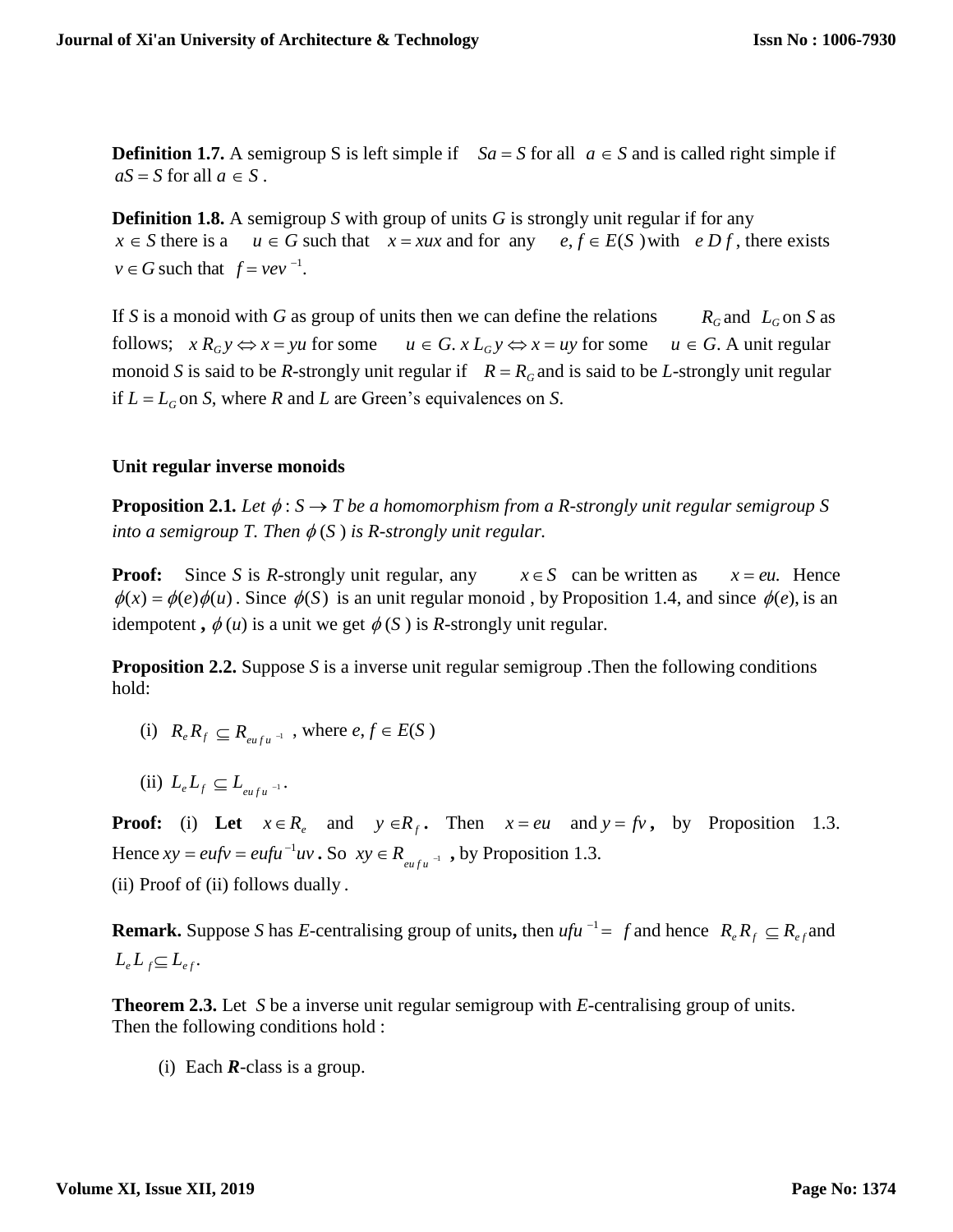**Definition 1.7.** A semigroup S is left simple if $Sa = S$ for all $a \in S$ and is called right simple if $aS = S$ for all $a \in S$ .

**Definition 1.8.** A semigroup *S* with group of units *G* is strongly unit regular if for any $x \in S$ there is a $u \in G$ such that $x = xux$ and for any $e, f \in E(S)$ with $e\, D\, f$, there exists $v \in G$ such that $f = vev^{-1}$.

If *S* is a monoid with *G* as group of units then we can define the relations $R_G$ and $L_G$ on *S* as follows; $x\, R_G\, y \Leftrightarrow x = yu$ for some $u \in G$. $x\, L_G\, y \Leftrightarrow x = uy$ for some $u \in G$. A unit regular monoid *S* is said to be *R*-strongly unit regular if $R = R_G$ and is said to be *L*-strongly unit regular if $L = L_G$ on *S*, where *R* and *L* are Green's equivalences on *S*.

## Unit regular inverse monoids

**Proposition 2.1.** *Let $\phi : S \to T$ be a homomorphism from a R-strongly unit regular semigroup S into a semigroup T. Then $\phi(S)$ is R-strongly unit regular.*

**Proof:** Since *S* is *R*-strongly unit regular, any $x \in S$ can be written as $x = eu.$ Hence $\phi(x) = \phi(e)\phi(u)$. Since $\phi(S)$ is an unit regular monoid , by Proposition 1.4, and since $\phi(e)$, is an idempotent **,** $\phi(u)$ is a unit we get $\phi(S)$ is *R*-strongly unit regular.

**Proposition 2.2.** Suppose *S* is a inverse unit regular semigroup .Then the following conditions hold:

(i) $R_e R_f \subseteq R_{eufu^{-1}}$ , where $e, f \in E(S)$

(ii) $L_e L_f \subseteq L_{eufu^{-1}}$.

**Proof:** (i) **Let** $x \in R_e$ and $y \in R_f$**.** Then $x = eu$ and $y = fv$**,** by Proposition 1.3. Hence $xy = eufv = eufu^{-1}uv$**.** So $xy \in R_{eufu^{-1}}$ **,** by Proposition 1.3.
(ii) Proof of (ii) follows dually .

**Remark.** Suppose *S* has *E*-centralising group of units**,** then $ufu^{-1} = f$ and hence $R_e R_f \subseteq R_{ef}$ and $L_e L_f \subseteq L_{ef}$.

**Theorem 2.3.** Let *S* be a inverse unit regular semigroup with *E*-centralising group of units. Then the following conditions hold :

(i) Each ***R***-class is a group.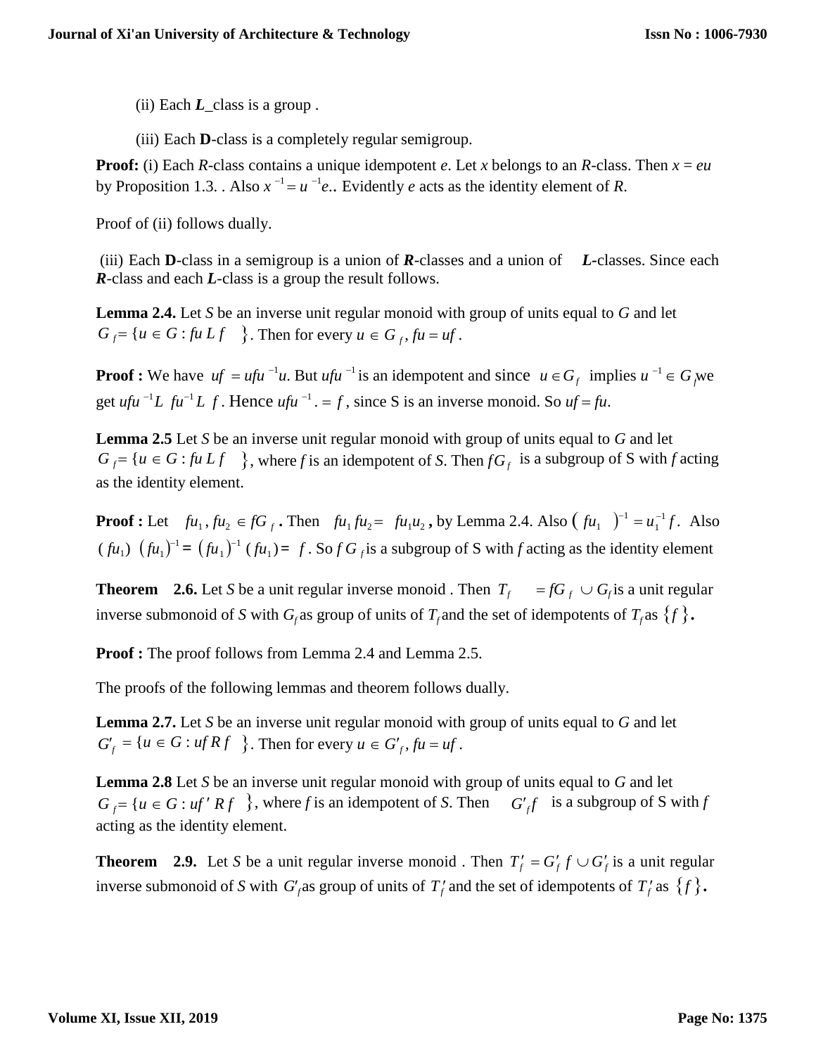(ii) Each ***L***_class is a group .

(iii) Each **D**-class is a completely regular semigroup.

**Proof:** (i) Each *R*-class contains a unique idempotent *e*. Let *x* belongs to an *R*-class. Then $x = eu$ by Proposition 1.3. . Also $x^{-1} = u^{-1}e.$. Evidently *e* acts as the identity element of *R*.

Proof of (ii) follows dually.

(iii) Each **D**-class in a semigroup is a union of ***R***-classes and a union of ***L***-classes. Since each ***R***-class and each ***L***-class is a group the result follows.

**Lemma 2.4.** Let *S* be an inverse unit regular monoid with group of units equal to *G* and let $G_f = \{u \in G : fu\, L\, f\}$. Then for every $u \in G_f$, $fu = uf$.

**Proof :** We have $uf = ufu^{-1}u$. But $ufu^{-1}$ is an idempotent and since $u \in G_f$ implies $u^{-1} \in G_f$ we get $ufu^{-1} L\ fu^{-1} L\ f$. Hence $ufu^{-1}. = f$, since S is an inverse monoid. So $uf = fu$.

**Lemma 2.5** Let *S* be an inverse unit regular monoid with group of units equal to *G* and let $G_f = \{u \in G : fu\, L\, f\}$, where *f* is an idempotent of *S*. Then $fG_f$ is a subgroup of S with *f* acting as the identity element.

**Proof :** Let $fu_1, fu_2 \in fG_f$. Then $fu_1\, fu_2 = fu_1u_2$, by Lemma 2.4. Also $(fu_1)^{-1} = u_1^{-1}f$. Also $(fu_1)\,(fu_1)^{-1} = (fu_1)^{-1}\,(fu_1) = f$. So $fG_f$ is a subgroup of S with *f* acting as the identity element

**Theorem 2.6.** Let *S* be a unit regular inverse monoid . Then $T_f = fG_f \cup G_f$ is a unit regular inverse submonoid of *S* with $G_f$ as group of units of $T_f$ and the set of idempotents of $T_f$ as $\{f\}$.

**Proof :** The proof follows from Lemma 2.4 and Lemma 2.5.

The proofs of the following lemmas and theorem follows dually.

**Lemma 2.7.** Let *S* be an inverse unit regular monoid with group of units equal to *G* and let $G'_f = \{u \in G : uf\, R\, f\}$. Then for every $u \in G'_f$, $fu = uf$.

**Lemma 2.8** Let *S* be an inverse unit regular monoid with group of units equal to *G* and let $G_f = \{u \in G : uf'\, R\, f\}$, where *f* is an idempotent of *S*. Then $G'_f f$ is a subgroup of S with *f* acting as the identity element.

**Theorem 2.9.** Let *S* be a unit regular inverse monoid . Then $T'_f = G'_f f \cup G'_f$ is a unit regular inverse submonoid of *S* with $G'_f$ as group of units of $T'_f$ and the set of idempotents of $T'_f$ as $\{f\}$.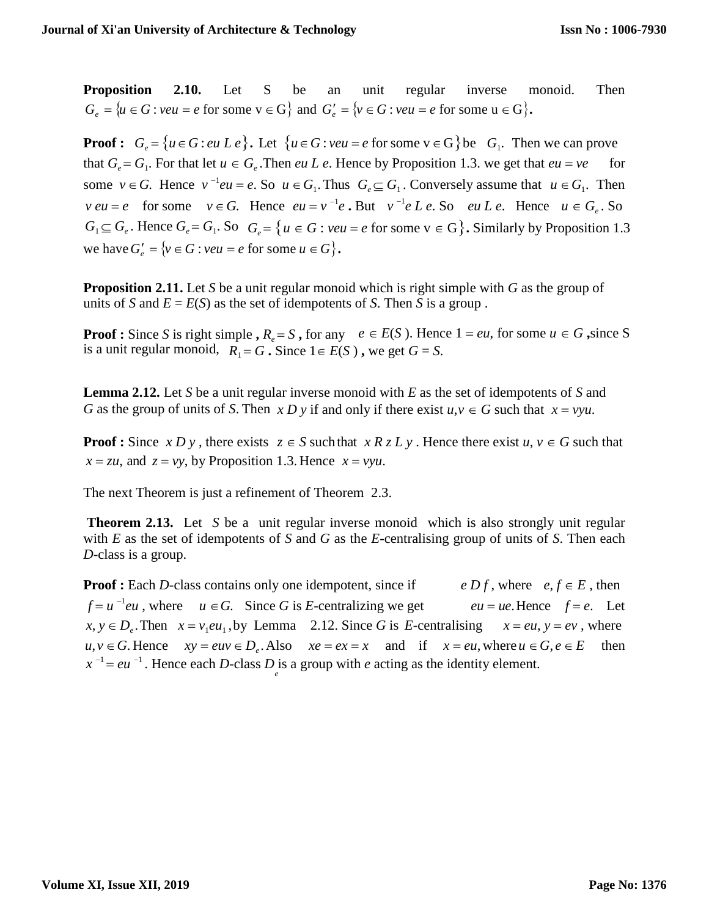**Proposition 2.10.** Let S be an unit regular inverse monoid. Then $G_e = \{u \in G : veu = e \text{ for some } v \in G\}$ and $G'_e = \{v \in G : veu = e \text{ for some } u \in G\}$.

**Proof :** $G_e = \{u \in G : eu \; L \; e\}$. Let $\{u \in G : veu = e \text{ for some } v \in G\}$ be $G_1$. Then we can prove that $G_e = G_1$. For that let $u \in G_e$. Then $eu \; L \; e$. Hence by Proposition 1.3. we get that $eu = ve$ for some $v \in G$. Hence $v^{-1}eu = e$. So $u \in G_1$. Thus $G_e \subseteq G_1$. Conversely assume that $u \in G_1$. Then $v\,eu = e$ for some $v \in G$. Hence $eu = v^{-1}e$. But $v^{-1}e \; L \; e$. So $eu \; L \; e$. Hence $u \in G_e$. So $G_1 \subseteq G_e$. Hence $G_e = G_1$. So $G_e = \{u \in G : veu = e \text{ for some } v \in G\}$. Similarly by Proposition 1.3 we have $G'_e = \{v \in G : veu = e \text{ for some } u \in G\}$.

**Proposition 2.11.** Let *S* be a unit regular monoid which is right simple with *G* as the group of units of *S* and $E = E(S)$ as the set of idempotents of *S*. Then *S* is a group .

**Proof :** Since *S* is right simple **,** $R_e = S$ **,** for any $e \in E(S)$. Hence $1 = eu$, for some $u \in G$ **,**since S is a unit regular monoid, $R_1 = G$ **.** Since $1 \in E(S)$ **,** we get $G = S$.

**Lemma 2.12.** Let *S* be a unit regular inverse monoid with *E* as the set of idempotents of *S* and *G* as the group of units of *S*. Then $x \; D \; y$ if and only if there exist $u, v \in G$ such that $x = vyu$.

**Proof :** Since $x \; D \; y$, there exists $z \in S$ such that $x \; R \; z \; L \; y$. Hence there exist $u, v \in G$ such that $x = zu$, and $z = vy$, by Proposition 1.3. Hence $x = vyu$.

The next Theorem is just a refinement of Theorem 2.3.

**Theorem 2.13.** Let *S* be a unit regular inverse monoid which is also strongly unit regular with *E* as the set of idempotents of *S* and *G* as the *E*-centralising group of units of *S*. Then each *D*-class is a group.

**Proof :** Each *D*-class contains only one idempotent, since if $e \; D \; f$, where $e, f \in E$, then $f = u^{-1}eu$, where $u \in G$. Since *G* is *E*-centralizing we get $eu = ue$. Hence $f = e$. Let $x, y \in D_e$. Then $x = v_1 e u_1$, by Lemma 2.12. Since *G* is *E*-centralising $x = eu, y = ev$, where $u, v \in G$. Hence $xy = euv \in D_e$. Also $xe = ex = x$ and if $x = eu$, where $u \in G, e \in E$ then $x^{-1} = eu^{-1}$. Hence each *D*-class $D_e$ is a group with *e* acting as the identity element.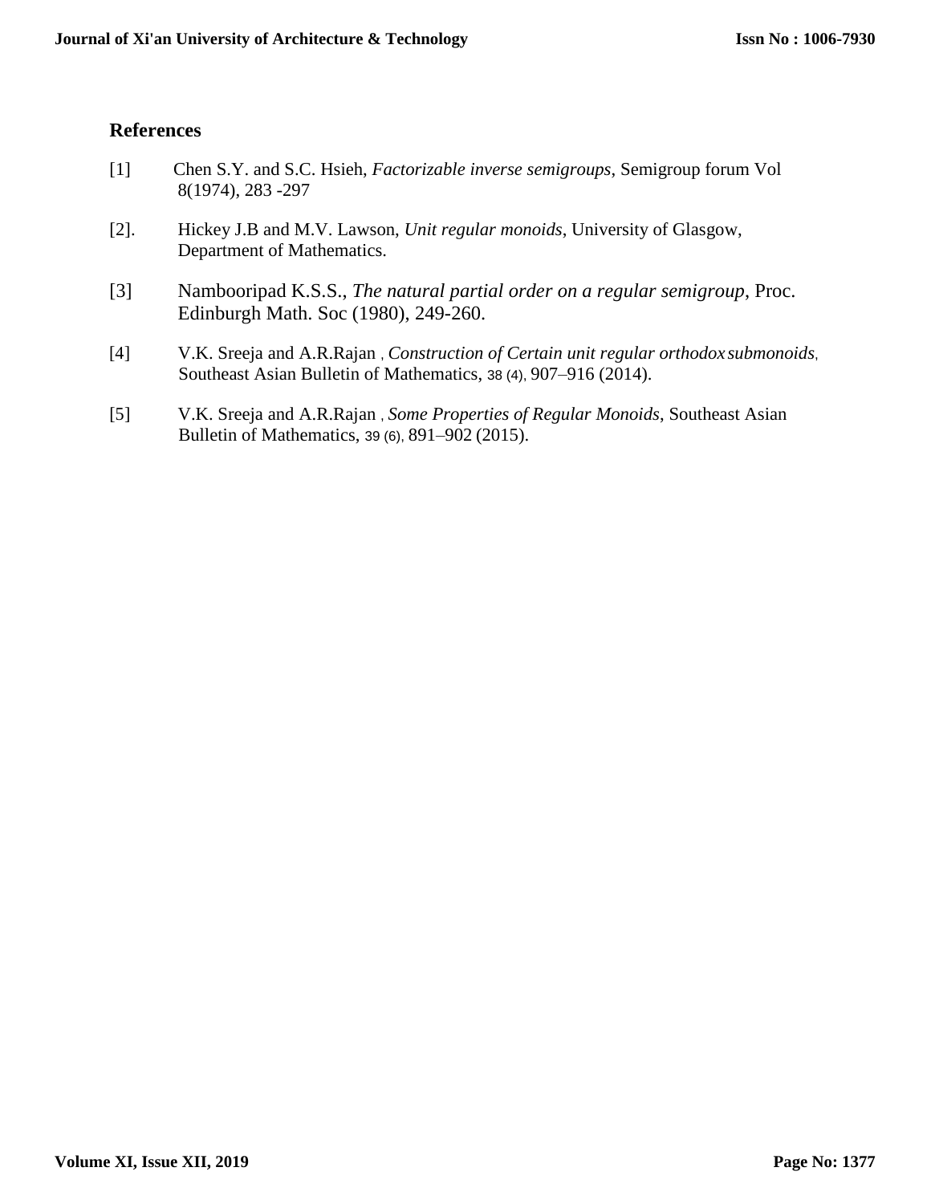## References

[1] Chen S.Y. and S.C. Hsieh, *Factorizable inverse semigroups*, Semigroup forum Vol 8(1974), 283 -297

[2]. Hickey J.B and M.V. Lawson, *Unit regular monoids*, University of Glasgow, Department of Mathematics.

[3] Nambooripad K.S.S., *The natural partial order on a regular semigroup*, Proc. Edinburgh Math. Soc (1980), 249-260.

[4] V.K. Sreeja and A.R.Rajan , *Construction of Certain unit regular orthodox submonoids*, Southeast Asian Bulletin of Mathematics, 38 (4), 907–916 (2014).

[5] V.K. Sreeja and A.R.Rajan , *Some Properties of Regular Monoids*, Southeast Asian Bulletin of Mathematics, 39 (6), 891–902 (2015).